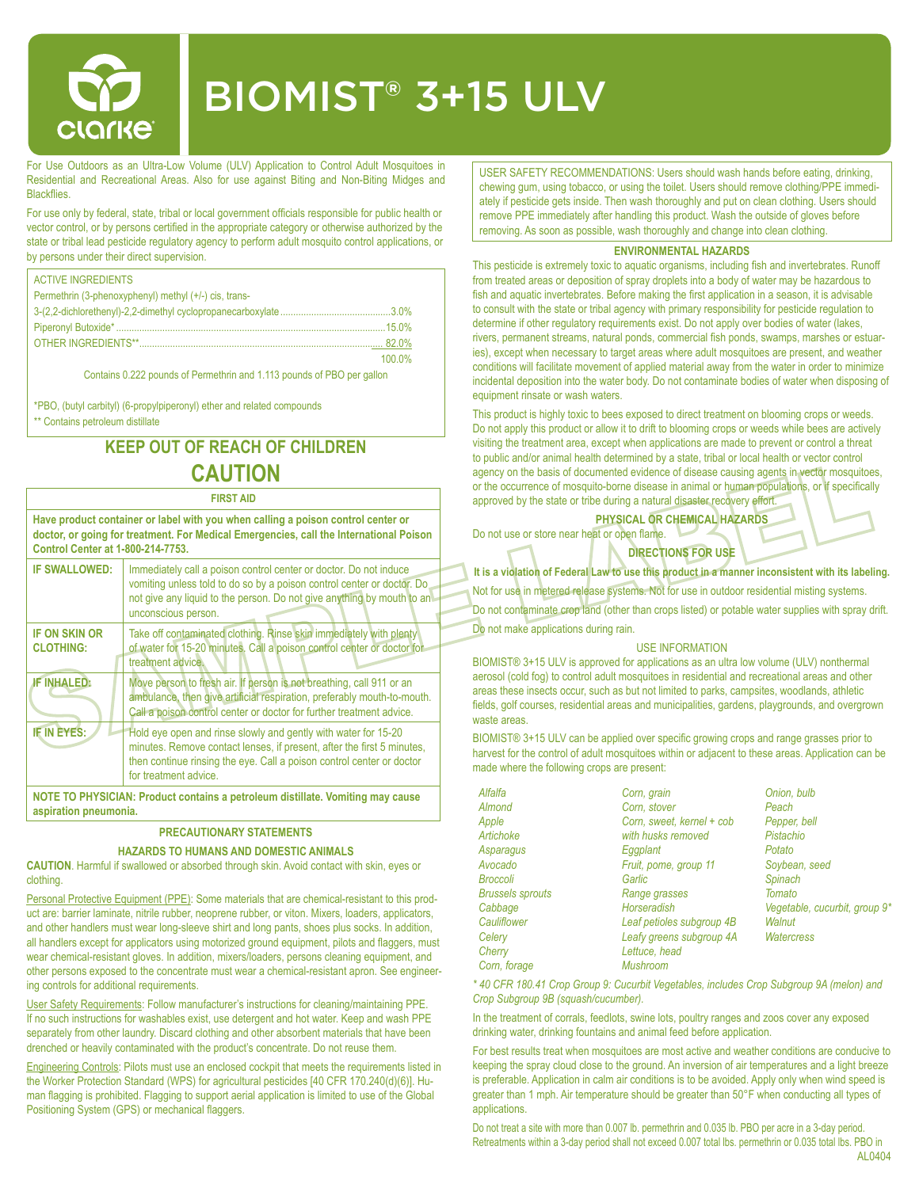# BIOMIST® 3+15 ULV

For Use Outdoors as an Ultra-Low Volume (ULV) Application to Control Adult Mosquitoes in Residential and Recreational Areas. Also for use against Biting and Non-Biting Midges and Blackflies.

For use only by federal, state, tribal or local government officials responsible for public health or vector control, or by persons certified in the appropriate category or otherwise authorized by the state or tribal lead pesticide regulatory agency to perform adult mosquito control applications, or by persons under their direct supervision.

| ACTIVE INGREDIENTS | |
|---|---|
| Permethrin (3-phenoxyphenyl) methyl (+/-) cis, trans-3-(2,2-dichlorethenyl)-2,2-dimethyl cyclopropanecarboxylate | 3.0% |
| Piperonyl Butoxide* | 15.0% |
| OTHER INGREDIENTS** | 82.0% |
| | 100.0% |

Contains 0.222 pounds of Permethrin and 1.113 pounds of PBO per gallon

*PBO, (butyl carbityl) (6-propylpiperonyl) ether and related compounds

** Contains petroleum distillate

## KEEP OUT OF REACH OF CHILDREN

## CAUTION

### FIRST AID

**Have product container or label with you when calling a poison control center or doctor, or going for treatment. For Medical Emergencies, call the International Poison Control Center at 1-800-214-7753.**

| | |
|---|---|
| **IF SWALLOWED:** | Immediately call a poison control center or doctor. Do not induce vomiting unless told to do so by a poison control center or doctor. Do not give any liquid to the person. Do not give anything by mouth to an unconscious person. |
| **IF ON SKIN OR CLOTHING:** | Take off contaminated clothing. Rinse skin immediately with plenty of water for 15-20 minutes. Call a poison control center or doctor for treatment advice. |
| **IF INHALED:** | Move person to fresh air. If person is not breathing, call 911 or an ambulance, then give artificial respiration, preferably mouth-to-mouth. Call a poison control center or doctor for further treatment advice. |
| **IF IN EYES:** | Hold eye open and rinse slowly and gently with water for 15-20 minutes. Remove contact lenses, if present, after the first 5 minutes, then continue rinsing the eye. Call a poison control center or doctor for treatment advice. |

**NOTE TO PHYSICIAN: Product contains a petroleum distillate. Vomiting may cause aspiration pneumonia.**

### PRECAUTIONARY STATEMENTS

#### HAZARDS TO HUMANS AND DOMESTIC ANIMALS

**CAUTION**. Harmful if swallowed or absorbed through skin. Avoid contact with skin, eyes or clothing.

Personal Protective Equipment (PPE): Some materials that are chemical-resistant to this product are: barrier laminate, nitrile rubber, neoprene rubber, or viton. Mixers, loaders, applicators, and other handlers must wear long-sleeve shirt and long pants, shoes plus socks. In addition, all handlers except for applicators using motorized ground equipment, pilots and flaggers, must wear chemical-resistant gloves. In addition, mixers/loaders, persons cleaning equipment, and other persons exposed to the concentrate must wear a chemical-resistant apron. See engineering controls for additional requirements.

User Safety Requirements: Follow manufacturer's instructions for cleaning/maintaining PPE. If no such instructions for washables exist, use detergent and hot water. Keep and wash PPE separately from other laundry. Discard clothing and other absorbent materials that have been drenched or heavily contaminated with the product's concentrate. Do not reuse them.

Engineering Controls: Pilots must use an enclosed cockpit that meets the requirements listed in the Worker Protection Standard (WPS) for agricultural pesticides [40 CFR 170.240(d)(6)]. Human flagging is prohibited. Flagging to support aerial application is limited to use of the Global Positioning System (GPS) or mechanical flaggers.

USER SAFETY RECOMMENDATIONS: Users should wash hands before eating, drinking, chewing gum, using tobacco, or using the toilet. Users should remove clothing/PPE immediately if pesticide gets inside. Then wash thoroughly and put on clean clothing. Users should remove PPE immediately after handling this product. Wash the outside of gloves before removing. As soon as possible, wash thoroughly and change into clean clothing.

#### ENVIRONMENTAL HAZARDS

This pesticide is extremely toxic to aquatic organisms, including fish and invertebrates. Runoff from treated areas or deposition of spray droplets into a body of water may be hazardous to fish and aquatic invertebrates. Before making the first application in a season, it is advisable to consult with the state or tribal agency with primary responsibility for pesticide regulation to determine if other regulatory requirements exist. Do not apply over bodies of water (lakes, rivers, permanent streams, natural ponds, commercial fish ponds, swamps, marshes or estuaries), except when necessary to target areas where adult mosquitoes are present, and weather conditions will facilitate movement of applied material away from the water in order to minimize incidental deposition into the water body. Do not contaminate bodies of water when disposing of equipment rinsate or wash waters.

This product is highly toxic to bees exposed to direct treatment on blooming crops or weeds. Do not apply this product or allow it to drift to blooming crops or weeds while bees are actively visiting the treatment area, except when applications are made to prevent or control a threat to public and/or animal health determined by a state, tribal or local health or vector control agency on the basis of documented evidence of disease causing agents in vector mosquitoes, or the occurrence of mosquito-borne disease in animal or human populations, or if specifically approved by the state or tribe during a natural disaster recovery effort.

#### PHYSICAL OR CHEMICAL HAZARDS

Do not use or store near heat or open flame.

### DIRECTIONS FOR USE

**It is a violation of Federal Law to use this product in a manner inconsistent with its labeling.**

Not for use in metered-release systems. Not for use in outdoor residential misting systems.

Do not contaminate crop land (other than crops listed) or potable water supplies with spray drift.

Do not make applications during rain.

#### USE INFORMATION

BIOMIST® 3+15 ULV is approved for applications as an ultra low volume (ULV) nonthermal aerosol (cold fog) to control adult mosquitoes in residential and recreational areas and other areas these insects occur, such as but not limited to parks, campsites, woodlands, athletic fields, golf courses, residential areas and municipalities, gardens, playgrounds, and overgrown waste areas.

BIOMIST® 3+15 ULV can be applied over specific growing crops and range grasses prior to harvest for the control of adult mosquitoes within or adjacent to these areas. Application can be made where the following crops are present:

| | | |
|---|---|---|
| *Alfalfa* | *Corn, grain* | *Onion, bulb* |
| *Almond* | *Corn, stover* | *Peach* |
| *Apple* | *Corn, sweet, kernel + cob with husks removed* | *Pepper, bell* |
| *Artichoke* | *Eggplant* | *Pistachio* |
| *Asparagus* | *Fruit, pome, group 11* | *Potato* |
| *Avocado* | *Garlic* | *Soybean, seed* |
| *Broccoli* | *Range grasses* | *Spinach* |
| *Brussels sprouts* | *Horseradish* | *Tomato* |
| *Cabbage* | *Leaf petioles subgroup 4B* | *Vegetable, cucurbit, group 9** |
| *Cauliflower* | *Leafy greens subgroup 4A* | *Walnut* |
| *Celery* | *Lettuce, head* | *Watercress* |
| *Cherry* | *Mushroom* | |
| *Corn, forage* | | |

*\* 40 CFR 180.41 Crop Group 9: Cucurbit Vegetables, includes Crop Subgroup 9A (melon) and Crop Subgroup 9B (squash/cucumber).*

In the treatment of corrals, feedlots, swine lots, poultry ranges and zoos cover any exposed drinking water, drinking fountains and animal feed before application.

For best results treat when mosquitoes are most active and weather conditions are conducive to keeping the spray cloud close to the ground. An inversion of air temperatures and a light breeze is preferable. Application in calm air conditions is to be avoided. Apply only when wind speed is greater than 1 mph. Air temperature should be greater than 50°F when conducting all types of applications.

Do not treat a site with more than 0.007 lb. permethrin and 0.035 lb. PBO per acre in a 3-day period. Retreatments within a 3-day period shall not exceed 0.007 total lbs. permethrin or 0.035 total lbs. PBO in

AL0404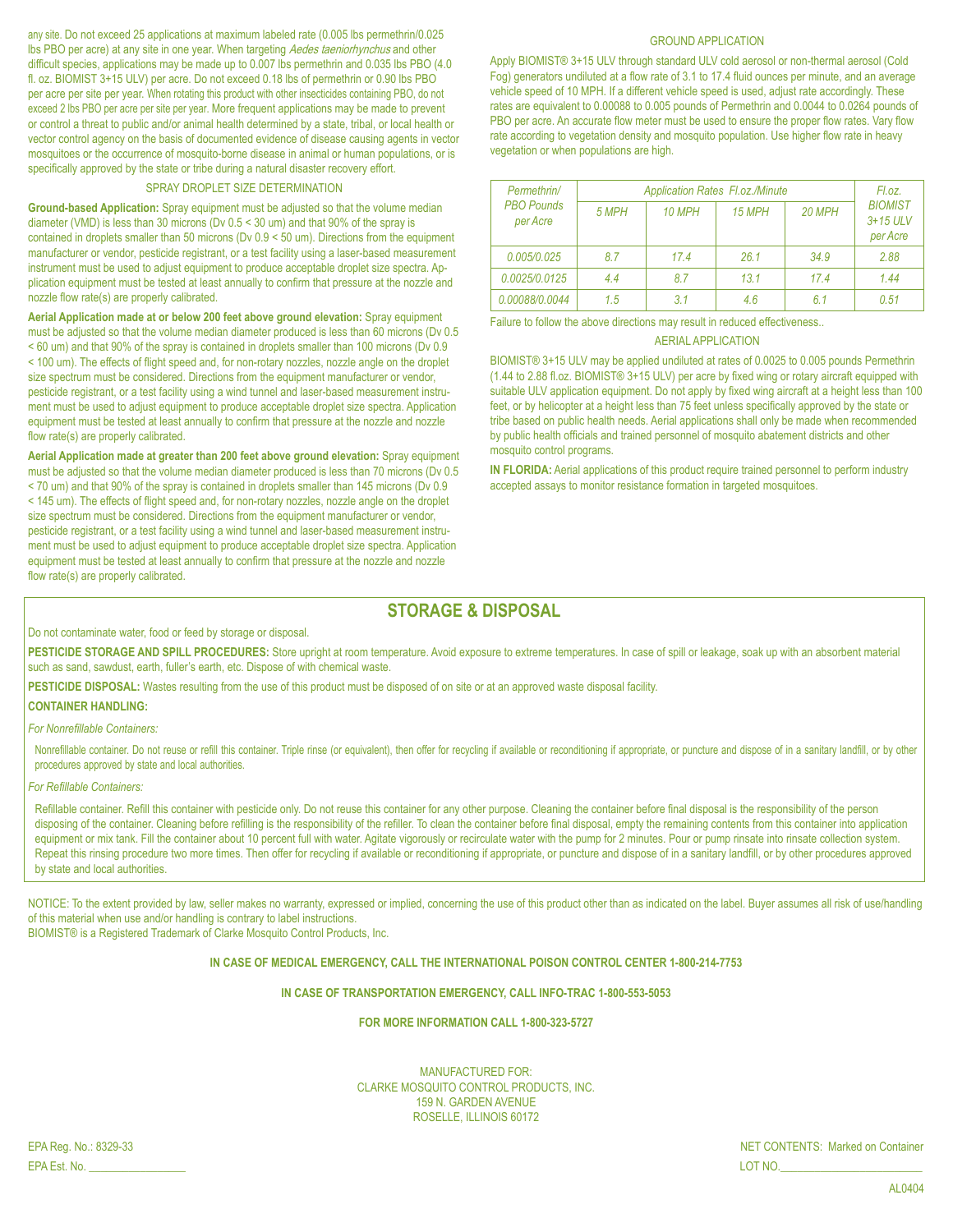any site. Do not exceed 25 applications at maximum labeled rate (0.005 lbs permethrin/0.025 lbs PBO per acre) at any site in one year. When targeting *Aedes taeniorhynchus* and other difficult species, applications may be made up to 0.007 lbs permethrin and 0.035 lbs PBO (4.0 fl. oz. BIOMIST 3+15 ULV) per acre. Do not exceed 0.18 lbs of permethrin or 0.90 lbs PBO per acre per site per year. When rotating this product with other insecticides containing PBO, do not exceed 2 lbs PBO per acre per site per year. More frequent applications may be made to prevent or control a threat to public and/or animal health determined by a state, tribal, or local health or vector control agency on the basis of documented evidence of disease causing agents in vector mosquitoes or the occurrence of mosquito-borne disease in animal or human populations, or is specifically approved by the state or tribe during a natural disaster recovery effort.

SPRAY DROPLET SIZE DETERMINATION

**Ground-based Application:** Spray equipment must be adjusted so that the volume median diameter (VMD) is less than 30 microns (Dv 0.5 < 30 um) and that 90% of the spray is contained in droplets smaller than 50 microns (Dv 0.9 < 50 um). Directions from the equipment manufacturer or vendor, pesticide registrant, or a test facility using a laser-based measurement instrument must be used to adjust equipment to produce acceptable droplet size spectra. Application equipment must be tested at least annually to confirm that pressure at the nozzle and nozzle flow rate(s) are properly calibrated.

**Aerial Application made at or below 200 feet above ground elevation:** Spray equipment must be adjusted so that the volume median diameter produced is less than 60 microns (Dv 0.5 < 60 um) and that 90% of the spray is contained in droplets smaller than 100 microns (Dv 0.9 < 100 um). The effects of flight speed and, for non-rotary nozzles, nozzle angle on the droplet size spectrum must be considered. Directions from the equipment manufacturer or vendor, pesticide registrant, or a test facility using a wind tunnel and laser-based measurement instrument must be used to adjust equipment to produce acceptable droplet size spectra. Application equipment must be tested at least annually to confirm that pressure at the nozzle and nozzle flow rate(s) are properly calibrated.

**Aerial Application made at greater than 200 feet above ground elevation:** Spray equipment must be adjusted so that the volume median diameter produced is less than 70 microns (Dv 0.5 < 70 um) and that 90% of the spray is contained in droplets smaller than 145 microns (Dv 0.9 < 145 um). The effects of flight speed and, for non-rotary nozzles, nozzle angle on the droplet size spectrum must be considered. Directions from the equipment manufacturer or vendor, pesticide registrant, or a test facility using a wind tunnel and laser-based measurement instrument must be used to adjust equipment to produce acceptable droplet size spectra. Application equipment must be tested at least annually to confirm that pressure at the nozzle and nozzle flow rate(s) are properly calibrated.

GROUND APPLICATION

Apply BIOMIST® 3+15 ULV through standard ULV cold aerosol or non-thermal aerosol (Cold Fog) generators undiluted at a flow rate of 3.1 to 17.4 fluid ounces per minute, and an average vehicle speed of 10 MPH. If a different vehicle speed is used, adjust rate accordingly. These rates are equivalent to 0.00088 to 0.005 pounds of Permethrin and 0.0044 to 0.0264 pounds of PBO per acre. An accurate flow meter must be used to ensure the proper flow rates. Vary flow rate according to vegetation density and mosquito population. Use higher flow rate in heavy vegetation or when populations are high.

| *Permethrin/ PBO Pounds per Acre* | *Application Rates Fl.oz./Minute* | | | | *Fl.oz. BIOMIST 3+15 ULV per Acre* |
|---|---|---|---|---|---|
| | *5 MPH* | *10 MPH* | *15 MPH* | *20 MPH* | |
| *0.005/0.025* | *8.7* | *17.4* | *26.1* | *34.9* | *2.88* |
| *0.0025/0.0125* | *4.4* | *8.7* | *13.1* | *17.4* | *1.44* |
| *0.00088/0.0044* | *1.5* | *3.1* | *4.6* | *6.1* | *0.51* |

Failure to follow the above directions may result in reduced effectiveness..

AERIAL APPLICATION

BIOMIST® 3+15 ULV may be applied undiluted at rates of 0.0025 to 0.005 pounds Permethrin (1.44 to 2.88 fl.oz. BIOMIST® 3+15 ULV) per acre by fixed wing or rotary aircraft equipped with suitable ULV application equipment. Do not apply by fixed wing aircraft at a height less than 100 feet, or by helicopter at a height less than 75 feet unless specifically approved by the state or tribe based on public health needs. Aerial applications shall only be made when recommended by public health officials and trained personnel of mosquito abatement districts and other mosquito control programs.

**IN FLORIDA:** Aerial applications of this product require trained personnel to perform industry accepted assays to monitor resistance formation in targeted mosquitoes.

## STORAGE & DISPOSAL

Do not contaminate water, food or feed by storage or disposal.

**PESTICIDE STORAGE AND SPILL PROCEDURES:** Store upright at room temperature. Avoid exposure to extreme temperatures. In case of spill or leakage, soak up with an absorbent material such as sand, sawdust, earth, fuller's earth, etc. Dispose of with chemical waste.

**PESTICIDE DISPOSAL:** Wastes resulting from the use of this product must be disposed of on site or at an approved waste disposal facility.

**CONTAINER HANDLING:**

*For Nonrefillable Containers:*

Nonrefillable container. Do not reuse or refill this container. Triple rinse (or equivalent), then offer for recycling if available or reconditioning if appropriate, or puncture and dispose of in a sanitary landfill, or by other procedures approved by state and local authorities.

*For Refillable Containers:*

Refillable container. Refill this container with pesticide only. Do not reuse this container for any other purpose. Cleaning the container before final disposal is the responsibility of the person disposing of the container. Cleaning before refilling is the responsibility of the refiller. To clean the container before final disposal, empty the remaining contents from this container into application equipment or mix tank. Fill the container about 10 percent full with water. Agitate vigorously or recirculate water with the pump for 2 minutes. Pour or pump rinsate into rinsate collection system. Repeat this rinsing procedure two more times. Then offer for recycling if available or reconditioning if appropriate, or puncture and dispose of in a sanitary landfill, or by other procedures approved by state and local authorities.

NOTICE: To the extent provided by law, seller makes no warranty, expressed or implied, concerning the use of this product other than as indicated on the label. Buyer assumes all risk of use/handling of this material when use and/or handling is contrary to label instructions.
BIOMIST® is a Registered Trademark of Clarke Mosquito Control Products, Inc.

**IN CASE OF MEDICAL EMERGENCY, CALL THE INTERNATIONAL POISON CONTROL CENTER 1-800-214-7753**

**IN CASE OF TRANSPORTATION EMERGENCY, CALL INFO-TRAC 1-800-553-5053**

**FOR MORE INFORMATION CALL 1-800-323-5727**

MANUFACTURED FOR:
CLARKE MOSQUITO CONTROL PRODUCTS, INC.
159 N. GARDEN AVENUE
ROSELLE, ILLINOIS 60172

EPA Reg. No.: 8329-33
EPA Est. No. ________________

NET CONTENTS: Marked on Container
LOT NO.________________________

AL0404